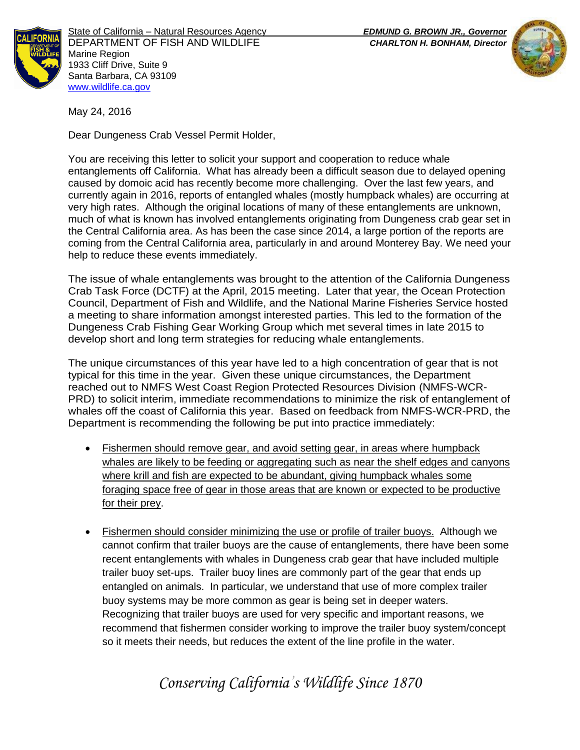State of California – Natural Resources Agency
DEPARTMENT OF FISH AND WILDLIFE
Marine Region
1933 Cliff Drive, Suite 9
Santa Barbara, CA 93109
www.wildlife.ca.gov

***EDMUND G. BROWN JR., Governor***
***CHARLTON H. BONHAM, Director***

May 24, 2016

Dear Dungeness Crab Vessel Permit Holder,

You are receiving this letter to solicit your support and cooperation to reduce whale entanglements off California. What has already been a difficult season due to delayed opening caused by domoic acid has recently become more challenging. Over the last few years, and currently again in 2016, reports of entangled whales (mostly humpback whales) are occurring at very high rates. Although the original locations of many of these entanglements are unknown, much of what is known has involved entanglements originating from Dungeness crab gear set in the Central California area. As has been the case since 2014, a large portion of the reports are coming from the Central California area, particularly in and around Monterey Bay. We need your help to reduce these events immediately.

The issue of whale entanglements was brought to the attention of the California Dungeness Crab Task Force (DCTF) at the April, 2015 meeting. Later that year, the Ocean Protection Council, Department of Fish and Wildlife, and the National Marine Fisheries Service hosted a meeting to share information amongst interested parties. This led to the formation of the Dungeness Crab Fishing Gear Working Group which met several times in late 2015 to develop short and long term strategies for reducing whale entanglements.

The unique circumstances of this year have led to a high concentration of gear that is not typical for this time in the year. Given these unique circumstances, the Department reached out to NMFS West Coast Region Protected Resources Division (NMFS-WCR-PRD) to solicit interim, immediate recommendations to minimize the risk of entanglement of whales off the coast of California this year. Based on feedback from NMFS-WCR-PRD, the Department is recommending the following be put into practice immediately:

- Fishermen should remove gear, and avoid setting gear, in areas where humpback whales are likely to be feeding or aggregating such as near the shelf edges and canyons where krill and fish are expected to be abundant, giving humpback whales some foraging space free of gear in those areas that are known or expected to be productive for their prey.

- Fishermen should consider minimizing the use or profile of trailer buoys. Although we cannot confirm that trailer buoys are the cause of entanglements, there have been some recent entanglements with whales in Dungeness crab gear that have included multiple trailer buoy set-ups. Trailer buoy lines are commonly part of the gear that ends up entangled on animals. In particular, we understand that use of more complex trailer buoy systems may be more common as gear is being set in deeper waters. Recognizing that trailer buoys are used for very specific and important reasons, we recommend that fishermen consider working to improve the trailer buoy system/concept so it meets their needs, but reduces the extent of the line profile in the water.

*Conserving California's Wildlife Since 1870*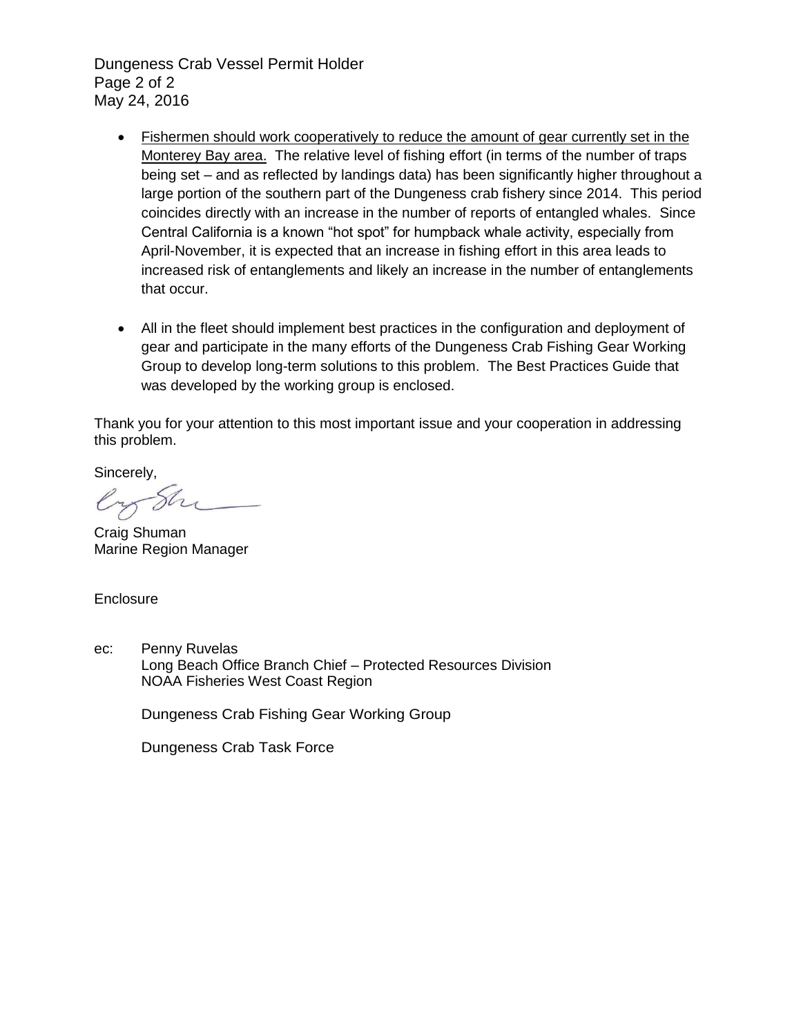- <u>Fishermen should work cooperatively to reduce the amount of gear currently set in the Monterey Bay area.</u> The relative level of fishing effort (in terms of the number of traps being set – and as reflected by landings data) has been significantly higher throughout a large portion of the southern part of the Dungeness crab fishery since 2014. This period coincides directly with an increase in the number of reports of entangled whales. Since Central California is a known "hot spot" for humpback whale activity, especially from April-November, it is expected that an increase in fishing effort in this area leads to increased risk of entanglements and likely an increase in the number of entanglements that occur.

- All in the fleet should implement best practices in the configuration and deployment of gear and participate in the many efforts of the Dungeness Crab Fishing Gear Working Group to develop long-term solutions to this problem. The Best Practices Guide that was developed by the working group is enclosed.

Thank you for your attention to this most important issue and your cooperation in addressing this problem.

Sincerely,

Craig Shuman
Marine Region Manager

Enclosure

ec: Penny Ruvelas
Long Beach Office Branch Chief – Protected Resources Division
NOAA Fisheries West Coast Region

Dungeness Crab Fishing Gear Working Group

Dungeness Crab Task Force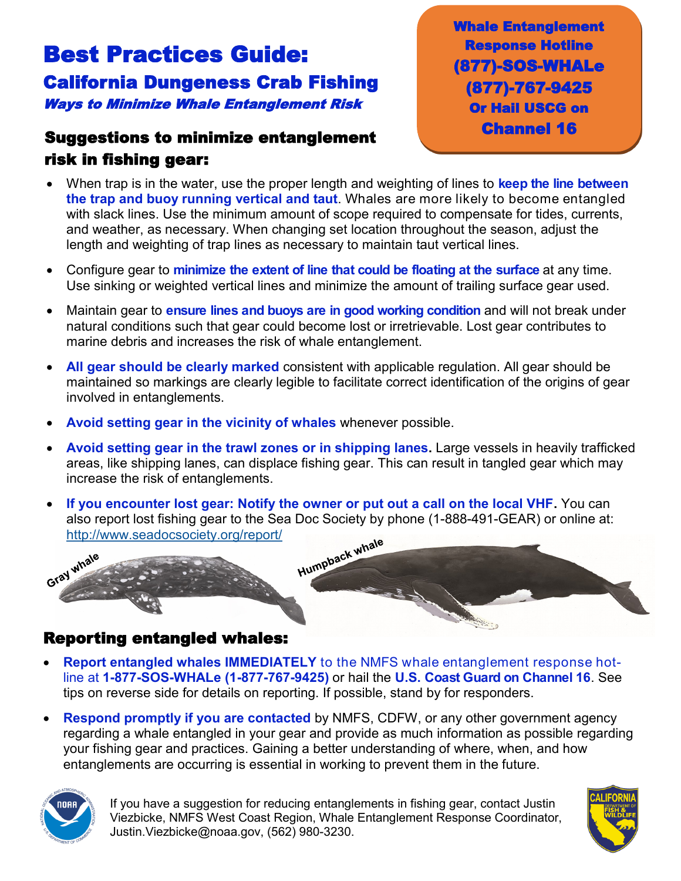# Best Practices Guide:

## California Dungeness Crab Fishing

***Ways to Minimize Whale Entanglement Risk***

**Whale Entanglement Response Hotline**
**(877)-SOS-WHALe**
**(877)-767-9425**
**Or Hail USCG on Channel 16**

### Suggestions to minimize entanglement risk in fishing gear:

- When trap is in the water, use the proper length and weighting of lines to **keep the line between the trap and buoy running vertical and taut**. Whales are more likely to become entangled with slack lines. Use the minimum amount of scope required to compensate for tides, currents, and weather, as necessary. When changing set location throughout the season, adjust the length and weighting of trap lines as necessary to maintain taut vertical lines.
- Configure gear to **minimize the extent of line that could be floating at the surface** at any time. Use sinking or weighted vertical lines and minimize the amount of trailing surface gear used.
- Maintain gear to **ensure lines and buoys are in good working condition** and will not break under natural conditions such that gear could become lost or irretrievable. Lost gear contributes to marine debris and increases the risk of whale entanglement.
- **All gear should be clearly marked** consistent with applicable regulation. All gear should be maintained so markings are clearly legible to facilitate correct identification of the origins of gear involved in entanglements.
- **Avoid setting gear in the vicinity of whales** whenever possible.
- **Avoid setting gear in the trawl zones or in shipping lanes.** Large vessels in heavily trafficked areas, like shipping lanes, can displace fishing gear. This can result in tangled gear which may increase the risk of entanglements.
- **If you encounter lost gear: Notify the owner or put out a call on the local VHF.** You can also report lost fishing gear to the Sea Doc Society by phone (1-888-491-GEAR) or online at: http://www.seadocsociety.org/report/

Gray whale

Humpback whale

### Reporting entangled whales:

- **Report entangled whales IMMEDIATELY** to the NMFS whale entanglement response hotline at **1-877-SOS-WHALe (1-877-767-9425)** or hail the **U.S. Coast Guard on Channel 16**. See tips on reverse side for details on reporting. If possible, stand by for responders.
- **Respond promptly if you are contacted** by NMFS, CDFW, or any other government agency regarding a whale entangled in your gear and provide as much information as possible regarding your fishing gear and practices. Gaining a better understanding of where, when, and how entanglements are occurring is essential in working to prevent them in the future.

If you have a suggestion for reducing entanglements in fishing gear, contact Justin Viezbicke, NMFS West Coast Region, Whale Entanglement Response Coordinator, Justin.Viezbicke@noaa.gov, (562) 980-3230.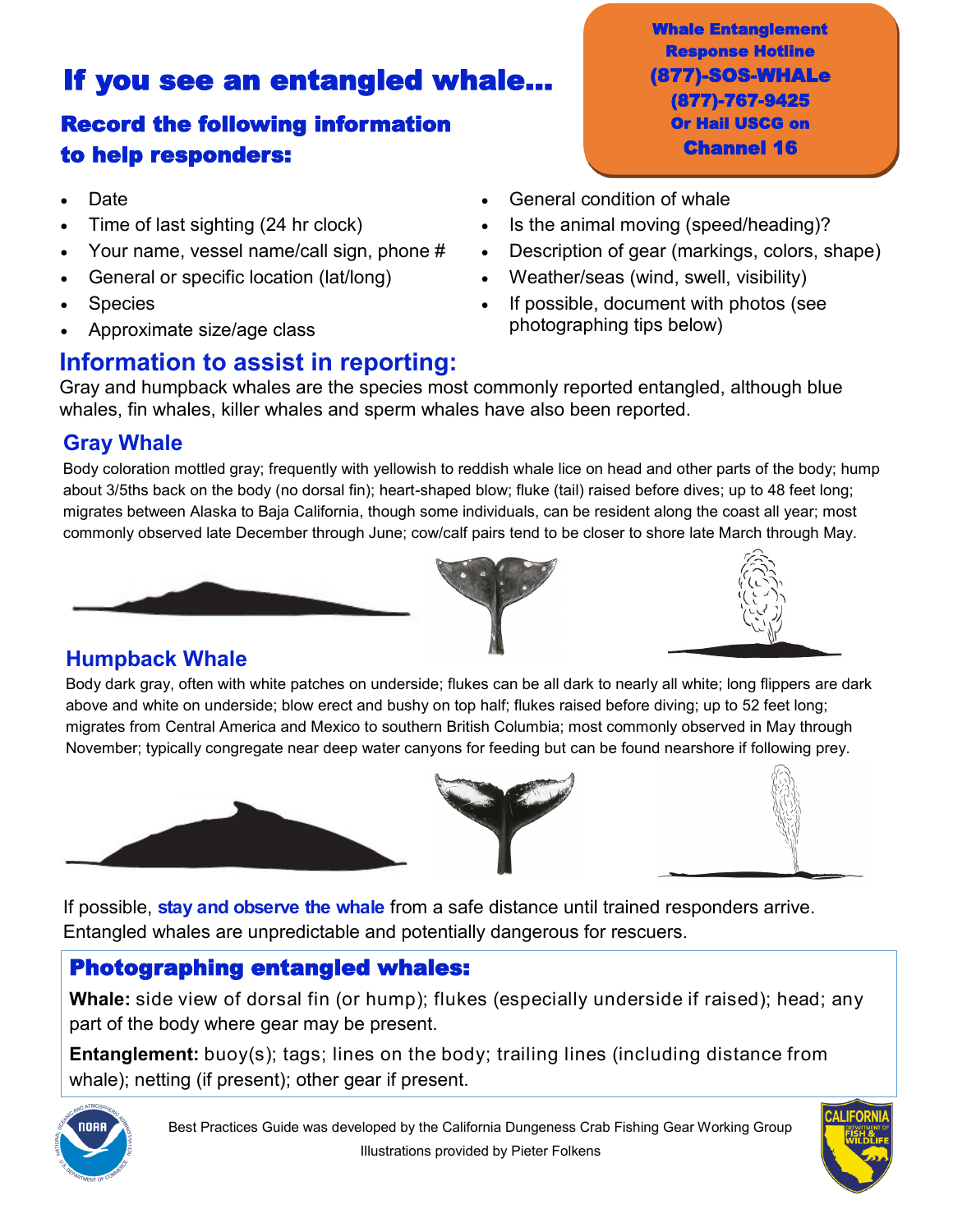# If you see an entangled whale…

**Whale Entanglement Response Hotline**
**(877)-SOS-WHALe**
**(877)-767-9425**
**Or Hail USCG on Channel 16**

## Record the following information to help responders:

- Date
- Time of last sighting (24 hr clock)
- Your name, vessel name/call sign, phone #
- General or specific location (lat/long)
- Species
- Approximate size/age class
- General condition of whale
- Is the animal moving (speed/heading)?
- Description of gear (markings, colors, shape)
- Weather/seas (wind, swell, visibility)
- If possible, document with photos (see photographing tips below)

## Information to assist in reporting:

Gray and humpback whales are the species most commonly reported entangled, although blue whales, fin whales, killer whales and sperm whales have also been reported.

### Gray Whale

Body coloration mottled gray; frequently with yellowish to reddish whale lice on head and other parts of the body; hump about 3/5ths back on the body (no dorsal fin); heart-shaped blow; fluke (tail) raised before dives; up to 48 feet long; migrates between Alaska to Baja California, though some individuals, can be resident along the coast all year; most commonly observed late December through June; cow/calf pairs tend to be closer to shore late March through May.

### Humpback Whale

Body dark gray, often with white patches on underside; flukes can be all dark to nearly all white; long flippers are dark above and white on underside; blow erect and bushy on top half; flukes raised before diving; up to 52 feet long; migrates from Central America and Mexico to southern British Columbia; most commonly observed in May through November; typically congregate near deep water canyons for feeding but can be found nearshore if following prey.

If possible, **stay and observe the whale** from a safe distance until trained responders arrive. Entangled whales are unpredictable and potentially dangerous for rescuers.

## Photographing entangled whales:

**Whale:** side view of dorsal fin (or hump); flukes (especially underside if raised); head; any part of the body where gear may be present.

**Entanglement:** buoy(s); tags; lines on the body; trailing lines (including distance from whale); netting (if present); other gear if present.

Best Practices Guide was developed by the California Dungeness Crab Fishing Gear Working Group

Illustrations provided by Pieter Folkens